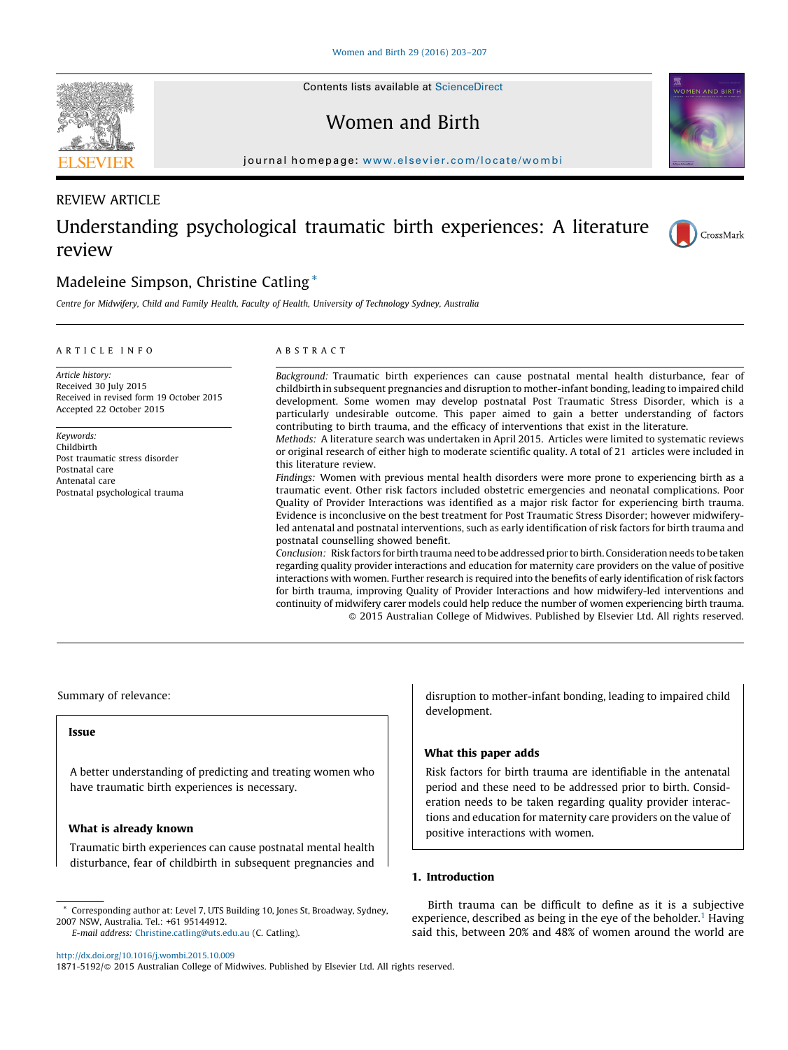Contents lists available at ScienceDirect

# Women and Birth

journal homepage: www.elsevier.com/locate/wombi

REVIEW ARTICLE

# Understanding psychological traumatic birth experiences: A literature review

Madeleine Simpson, Christine Catling *

Centre for Midwifery, Child and Family Health, Faculty of Health, University of Technology Sydney, Australia

## ARTICLE INFO

*Article history:*
Received 30 July 2015
Received in revised form 19 October 2015
Accepted 22 October 2015

*Keywords:*
Childbirth
Post traumatic stress disorder
Postnatal care
Antenatal care
Postnatal psychological trauma

## ABSTRACT

*Background:* Traumatic birth experiences can cause postnatal mental health disturbance, fear of childbirth in subsequent pregnancies and disruption to mother-infant bonding, leading to impaired child development. Some women may develop postnatal Post Traumatic Stress Disorder, which is a particularly undesirable outcome. This paper aimed to gain a better understanding of factors contributing to birth trauma, and the efficacy of interventions that exist in the literature.

*Methods:* A literature search was undertaken in April 2015. Articles were limited to systematic reviews or original research of either high to moderate scientific quality. A total of 21 articles were included in this literature review.

*Findings:* Women with previous mental health disorders were more prone to experiencing birth as a traumatic event. Other risk factors included obstetric emergencies and neonatal complications. Poor Quality of Provider Interactions was identified as a major risk factor for experiencing birth trauma. Evidence is inconclusive on the best treatment for Post Traumatic Stress Disorder; however midwifery-led antenatal and postnatal interventions, such as early identification of risk factors for birth trauma and postnatal counselling showed benefit.

*Conclusion:* Risk factors for birth trauma need to be addressed prior to birth. Consideration needs to be taken regarding quality provider interactions and education for maternity care providers on the value of positive interactions with women. Further research is required into the benefits of early identification of risk factors for birth trauma, improving Quality of Provider Interactions and how midwifery-led interventions and continuity of midwifery carer models could help reduce the number of women experiencing birth trauma.

© 2015 Australian College of Midwives. Published by Elsevier Ltd. All rights reserved.

Summary of relevance:

**Issue**

A better understanding of predicting and treating women who have traumatic birth experiences is necessary.

**What is already known**

Traumatic birth experiences can cause postnatal mental health disturbance, fear of childbirth in subsequent pregnancies and disruption to mother-infant bonding, leading to impaired child development.

**What this paper adds**

Risk factors for birth trauma are identifiable in the antenatal period and these need to be addressed prior to birth. Consideration needs to be taken regarding quality provider interactions and education for maternity care providers on the value of positive interactions with women.

## 1. Introduction

Birth trauma can be difficult to define as it is a subjective experience, described as being in the eye of the beholder.[1] Having said this, between 20% and 48% of women around the world are

* Corresponding author at: Level 7, UTS Building 10, Jones St, Broadway, Sydney, 2007 NSW, Australia. Tel.: +61 95144912.
*E-mail address:* Christine.catling@uts.edu.au (C. Catling).

http://dx.doi.org/10.1016/j.wombi.2015.10.009
1871-5192/© 2015 Australian College of Midwives. Published by Elsevier Ltd. All rights reserved.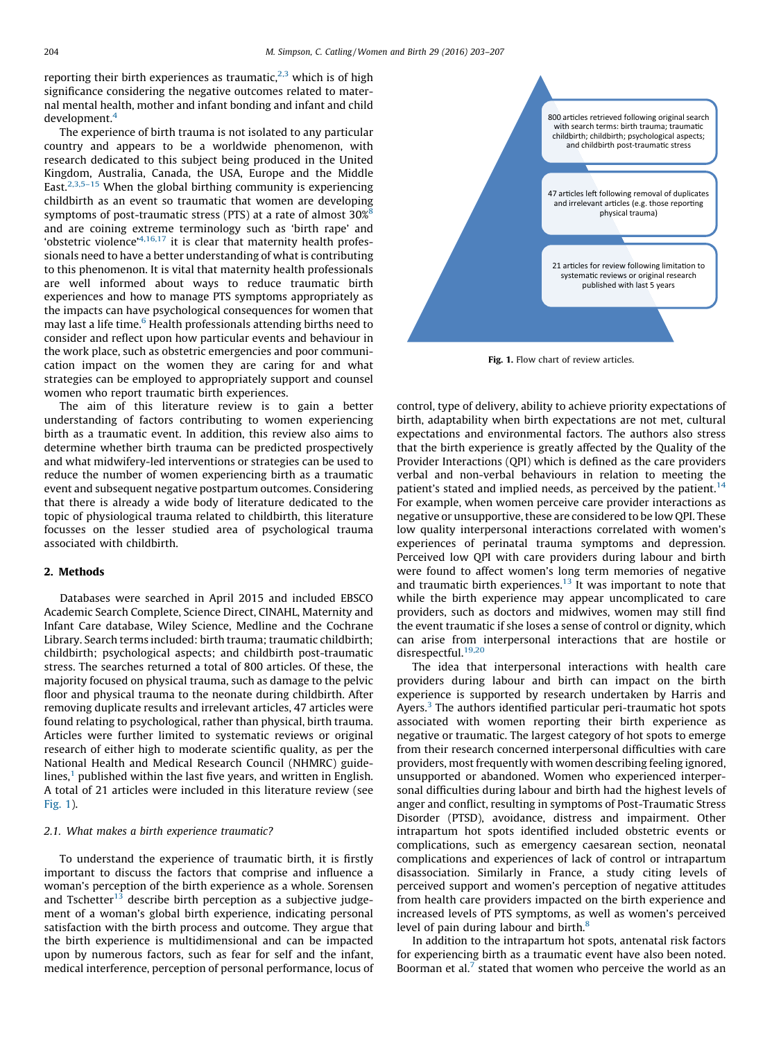reporting their birth experiences as traumatic,[2,3] which is of high significance considering the negative outcomes related to maternal mental health, mother and infant bonding and infant and child development.[4]

The experience of birth trauma is not isolated to any particular country and appears to be a worldwide phenomenon, with research dedicated to this subject being produced in the United Kingdom, Australia, Canada, the USA, Europe and the Middle East.[2,3,5–15] When the global birthing community is experiencing childbirth as an event so traumatic that women are developing symptoms of post-traumatic stress (PTS) at a rate of almost 30%[8] and are coining extreme terminology such as 'birth rape' and 'obstetric violence'[4,16,17] it is clear that maternity health professionals need to have a better understanding of what is contributing to this phenomenon. It is vital that maternity health professionals are well informed about ways to reduce traumatic birth experiences and how to manage PTS symptoms appropriately as the impacts can have psychological consequences for women that may last a life time.[6] Health professionals attending births need to consider and reflect upon how particular events and behaviour in the work place, such as obstetric emergencies and poor communication impact on the women they are caring for and what strategies can be employed to appropriately support and counsel women who report traumatic birth experiences.

The aim of this literature review is to gain a better understanding of factors contributing to women experiencing birth as a traumatic event. In addition, this review also aims to determine whether birth trauma can be predicted prospectively and what midwifery-led interventions or strategies can be used to reduce the number of women experiencing birth as a traumatic event and subsequent negative postpartum outcomes. Considering that there is already a wide body of literature dedicated to the topic of physiological trauma related to childbirth, this literature focusses on the lesser studied area of psychological trauma associated with childbirth.

## 2. Methods

Databases were searched in April 2015 and included EBSCO Academic Search Complete, Science Direct, CINAHL, Maternity and Infant Care database, Wiley Science, Medline and the Cochrane Library. Search terms included: birth trauma; traumatic childbirth; childbirth; psychological aspects; and childbirth post-traumatic stress. The searches returned a total of 800 articles. Of these, the majority focused on physical trauma, such as damage to the pelvic floor and physical trauma to the neonate during childbirth. After removing duplicate results and irrelevant articles, 47 articles were found relating to psychological, rather than physical, birth trauma. Articles were further limited to systematic reviews or original research of either high to moderate scientific quality, as per the National Health and Medical Research Council (NHMRC) guidelines,[1] published within the last five years, and written in English. A total of 21 articles were included in this literature review (see Fig. 1).

800 articles retrieved following original search with search terms: birth trauma; traumatic childbirth; childbirth; psychological aspects; and childbirth post-traumatic stress

47 articles left following removal of duplicates and irrelevant articles (e.g. those reporting physical trauma)

21 articles for review following limitation to systematic reviews or original research published with last 5 years

**Fig. 1.** Flow chart of review articles.

### 2.1. What makes a birth experience traumatic?

To understand the experience of traumatic birth, it is firstly important to discuss the factors that comprise and influence a woman's perception of the birth experience as a whole. Sorensen and Tschetter[13] describe birth perception as a subjective judgement of a woman's global birth experience, indicating personal satisfaction with the birth process and outcome. They argue that the birth experience is multidimensional and can be impacted upon by numerous factors, such as fear for self and the infant, medical interference, perception of personal performance, locus of control, type of delivery, ability to achieve priority expectations of birth, adaptability when birth expectations are not met, cultural expectations and environmental factors. The authors also stress that the birth experience is greatly affected by the Quality of the Provider Interactions (QPI) which is defined as the care providers verbal and non-verbal behaviours in relation to meeting the patient's stated and implied needs, as perceived by the patient.[14] For example, when women perceive care provider interactions as negative or unsupportive, these are considered to be low QPI. These low quality interpersonal interactions correlated with women's experiences of perinatal trauma symptoms and depression. Perceived low QPI with care providers during labour and birth were found to affect women's long term memories of negative and traumatic birth experiences.[13] It was important to note that while the birth experience may appear uncomplicated to care providers, such as doctors and midwives, women may still find the event traumatic if she loses a sense of control or dignity, which can arise from interpersonal interactions that are hostile or disrespectful.[19,20]

The idea that interpersonal interactions with health care providers during labour and birth can impact on the birth experience is supported by research undertaken by Harris and Ayers.[3] The authors identified particular peri-traumatic hot spots associated with women reporting their birth experience as negative or traumatic. The largest category of hot spots to emerge from their research concerned interpersonal difficulties with care providers, most frequently with women describing feeling ignored, unsupported or abandoned. Women who experienced interpersonal difficulties during labour and birth had the highest levels of anger and conflict, resulting in symptoms of Post-Traumatic Stress Disorder (PTSD), avoidance, distress and impairment. Other intrapartum hot spots identified included obstetric events or complications, such as emergency caesarean section, neonatal complications and experiences of lack of control or intrapartum disassociation. Similarly in France, a study citing levels of perceived support and women's perception of negative attitudes from health care providers impacted on the birth experience and increased levels of PTS symptoms, as well as women's perceived level of pain during labour and birth.[8]

In addition to the intrapartum hot spots, antenatal risk factors for experiencing birth as a traumatic event have also been noted. Boorman et al.[7] stated that women who perceive the world as an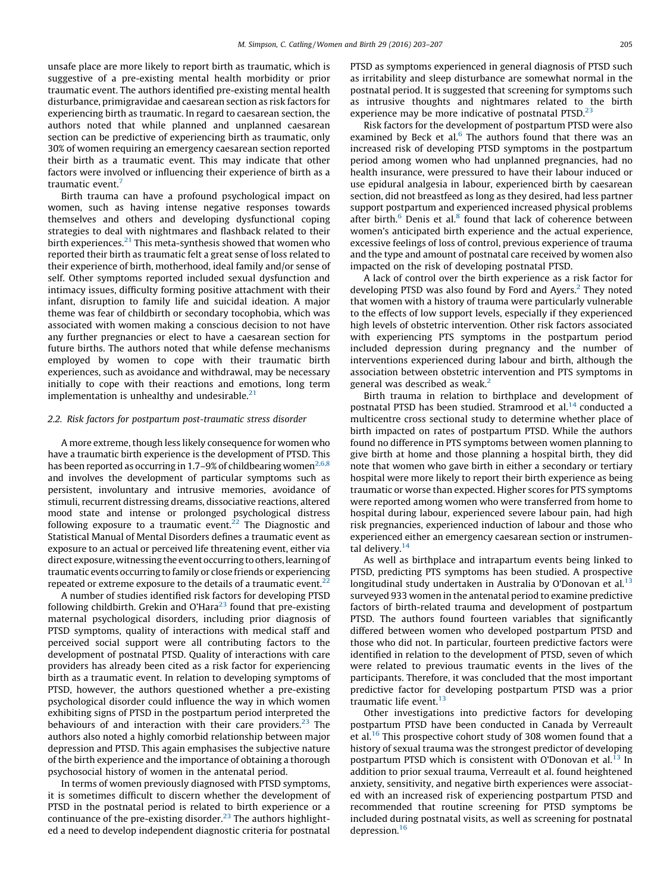unsafe place are more likely to report birth as traumatic, which is suggestive of a pre-existing mental health morbidity or prior traumatic event. The authors identified pre-existing mental health disturbance, primigravidae and caesarean section as risk factors for experiencing birth as traumatic. In regard to caesarean section, the authors noted that while planned and unplanned caesarean section can be predictive of experiencing birth as traumatic, only 30% of women requiring an emergency caesarean section reported their birth as a traumatic event. This may indicate that other factors were involved or influencing their experience of birth as a traumatic event.[7]

Birth trauma can have a profound psychological impact on women, such as having intense negative responses towards themselves and others and developing dysfunctional coping strategies to deal with nightmares and flashback related to their birth experiences.[21] This meta-synthesis showed that women who reported their birth as traumatic felt a great sense of loss related to their experience of birth, motherhood, ideal family and/or sense of self. Other symptoms reported included sexual dysfunction and intimacy issues, difficulty forming positive attachment with their infant, disruption to family life and suicidal ideation. A major theme was fear of childbirth or secondary tocophobia, which was associated with women making a conscious decision to not have any further pregnancies or elect to have a caesarean section for future births. The authors noted that while defense mechanisms employed by women to cope with their traumatic birth experiences, such as avoidance and withdrawal, may be necessary initially to cope with their reactions and emotions, long term implementation is unhealthy and undesirable.[21]

### 2.2. Risk factors for postpartum post-traumatic stress disorder

A more extreme, though less likely consequence for women who have a traumatic birth experience is the development of PTSD. This has been reported as occurring in 1.7–9% of childbearing women[2,6,8] and involves the development of particular symptoms such as persistent, involuntary and intrusive memories, avoidance of stimuli, recurrent distressing dreams, dissociative reactions, altered mood state and intense or prolonged psychological distress following exposure to a traumatic event.[22] The Diagnostic and Statistical Manual of Mental Disorders defines a traumatic event as exposure to an actual or perceived life threatening event, either via direct exposure, witnessing the event occurring to others, learning of traumatic events occurring to family or close friends or experiencing repeated or extreme exposure to the details of a traumatic event.[22]

A number of studies identified risk factors for developing PTSD following childbirth. Grekin and O'Hara[23] found that pre-existing maternal psychological disorders, including prior diagnosis of PTSD symptoms, quality of interactions with medical staff and perceived social support were all contributing factors to the development of postnatal PTSD. Quality of interactions with care providers has already been cited as a risk factor for experiencing birth as a traumatic event. In relation to developing symptoms of PTSD, however, the authors questioned whether a pre-existing psychological disorder could influence the way in which women exhibiting signs of PTSD in the postpartum period interpreted the behaviours of and interaction with their care providers.[23] The authors also noted a highly comorbid relationship between major depression and PTSD. This again emphasises the subjective nature of the birth experience and the importance of obtaining a thorough psychosocial history of women in the antenatal period.

In terms of women previously diagnosed with PTSD symptoms, it is sometimes difficult to discern whether the development of PTSD in the postnatal period is related to birth experience or a continuance of the pre-existing disorder.[23] The authors highlighted a need to develop independent diagnostic criteria for postnatal PTSD as symptoms experienced in general diagnosis of PTSD such as irritability and sleep disturbance are somewhat normal in the postnatal period. It is suggested that screening for symptoms such as intrusive thoughts and nightmares related to the birth experience may be more indicative of postnatal PTSD.[23]

Risk factors for the development of postpartum PTSD were also examined by Beck et al.[6] The authors found that there was an increased risk of developing PTSD symptoms in the postpartum period among women who had unplanned pregnancies, had no health insurance, were pressured to have their labour induced or use epidural analgesia in labour, experienced birth by caesarean section, did not breastfeed as long as they desired, had less partner support postpartum and experienced increased physical problems after birth.[6] Denis et al.[8] found that lack of coherence between women's anticipated birth experience and the actual experience, excessive feelings of loss of control, previous experience of trauma and the type and amount of postnatal care received by women also impacted on the risk of developing postnatal PTSD.

A lack of control over the birth experience as a risk factor for developing PTSD was also found by Ford and Ayers.[2] They noted that women with a history of trauma were particularly vulnerable to the effects of low support levels, especially if they experienced high levels of obstetric intervention. Other risk factors associated with experiencing PTS symptoms in the postpartum period included depression during pregnancy and the number of interventions experienced during labour and birth, although the association between obstetric intervention and PTS symptoms in general was described as weak.[2]

Birth trauma in relation to birthplace and development of postnatal PTSD has been studied. Stramrood et al.[14] conducted a multicentre cross sectional study to determine whether place of birth impacted on rates of postpartum PTSD. While the authors found no difference in PTS symptoms between women planning to give birth at home and those planning a hospital birth, they did note that women who gave birth in either a secondary or tertiary hospital were more likely to report their birth experience as being traumatic or worse than expected. Higher scores for PTS symptoms were reported among women who were transferred from home to hospital during labour, experienced severe labour pain, had high risk pregnancies, experienced induction of labour and those who experienced either an emergency caesarean section or instrumental delivery.[14]

As well as birthplace and intrapartum events being linked to PTSD, predicting PTS symptoms has been studied. A prospective longitudinal study undertaken in Australia by O'Donovan et al.[13] surveyed 933 women in the antenatal period to examine predictive factors of birth-related trauma and development of postpartum PTSD. The authors found fourteen variables that significantly differed between women who developed postpartum PTSD and those who did not. In particular, fourteen predictive factors were identified in relation to the development of PTSD, seven of which were related to previous traumatic events in the lives of the participants. Therefore, it was concluded that the most important predictive factor for developing postpartum PTSD was a prior traumatic life event.[13]

Other investigations into predictive factors for developing postpartum PTSD have been conducted in Canada by Verreault et al.[16] This prospective cohort study of 308 women found that a history of sexual trauma was the strongest predictor of developing postpartum PTSD which is consistent with O'Donovan et al.[13] In addition to prior sexual trauma, Verreault et al. found heightened anxiety, sensitivity, and negative birth experiences were associated with an increased risk of experiencing postpartum PTSD and recommended that routine screening for PTSD symptoms be included during postnatal visits, as well as screening for postnatal depression.[16]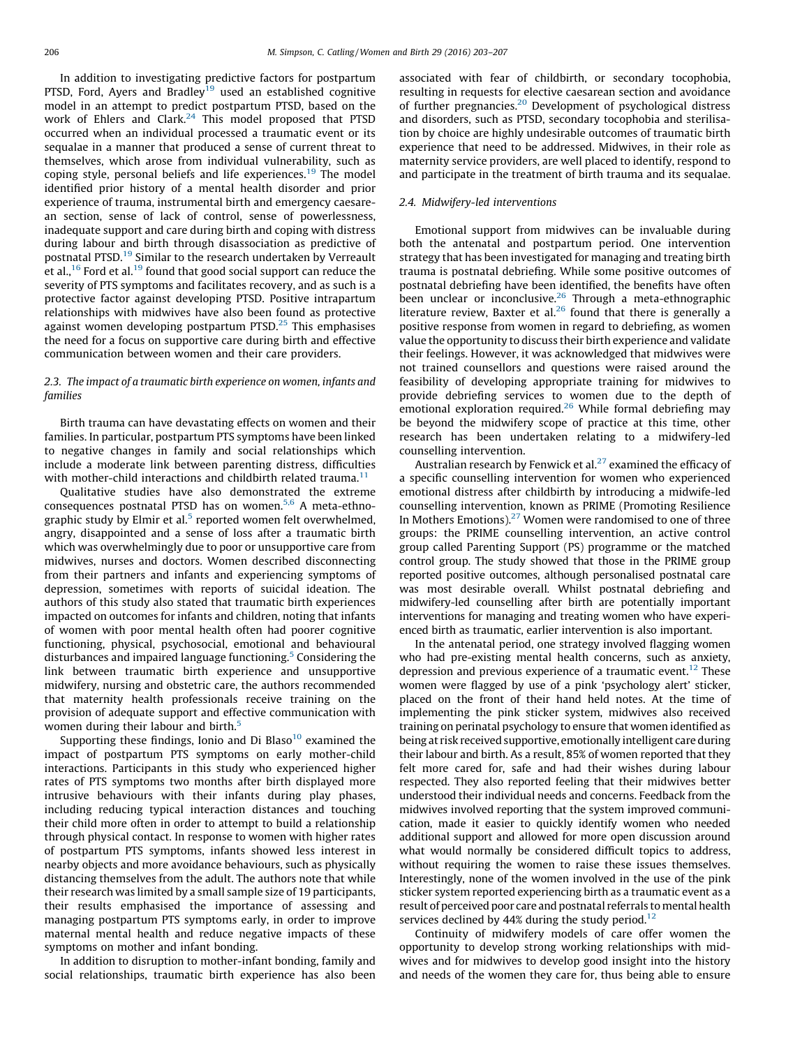In addition to investigating predictive factors for postpartum PTSD, Ford, Ayers and Bradley[19] used an established cognitive model in an attempt to predict postpartum PTSD, based on the work of Ehlers and Clark.[24] This model proposed that PTSD occurred when an individual processed a traumatic event or its sequalae in a manner that produced a sense of current threat to themselves, which arose from individual vulnerability, such as coping style, personal beliefs and life experiences.[19] The model identified prior history of a mental health disorder and prior experience of trauma, instrumental birth and emergency caesarean section, sense of lack of control, sense of powerlessness, inadequate support and care during birth and coping with distress during labour and birth through disassociation as predictive of postnatal PTSD.[19] Similar to the research undertaken by Verreault et al.,[16] Ford et al.[19] found that good social support can reduce the severity of PTS symptoms and facilitates recovery, and as such is a protective factor against developing PTSD. Positive intrapartum relationships with midwives have also been found as protective against women developing postpartum PTSD.[25] This emphasises the need for a focus on supportive care during birth and effective communication between women and their care providers.

### 2.3. The impact of a traumatic birth experience on women, infants and families

Birth trauma can have devastating effects on women and their families. In particular, postpartum PTS symptoms have been linked to negative changes in family and social relationships which include a moderate link between parenting distress, difficulties with mother-child interactions and childbirth related trauma.[11]

Qualitative studies have also demonstrated the extreme consequences postnatal PTSD has on women.[5,6] A meta-ethnographic study by Elmir et al.[5] reported women felt overwhelmed, angry, disappointed and a sense of loss after a traumatic birth which was overwhelmingly due to poor or unsupportive care from midwives, nurses and doctors. Women described disconnecting from their partners and infants and experiencing symptoms of depression, sometimes with reports of suicidal ideation. The authors of this study also stated that traumatic birth experiences impacted on outcomes for infants and children, noting that infants of women with poor mental health often had poorer cognitive functioning, physical, psychosocial, emotional and behavioural disturbances and impaired language functioning.[5] Considering the link between traumatic birth experience and unsupportive midwifery, nursing and obstetric care, the authors recommended that maternity health professionals receive training on the provision of adequate support and effective communication with women during their labour and birth.[5]

Supporting these findings, Ionio and Di Blaso[10] examined the impact of postpartum PTS symptoms on early mother-child interactions. Participants in this study who experienced higher rates of PTS symptoms two months after birth displayed more intrusive behaviours with their infants during play phases, including reducing typical interaction distances and touching their child more often in order to attempt to build a relationship through physical contact. In response to women with higher rates of postpartum PTS symptoms, infants showed less interest in nearby objects and more avoidance behaviours, such as physically distancing themselves from the adult. The authors note that while their research was limited by a small sample size of 19 participants, their results emphasised the importance of assessing and managing postpartum PTS symptoms early, in order to improve maternal mental health and reduce negative impacts of these symptoms on mother and infant bonding.

In addition to disruption to mother-infant bonding, family and social relationships, traumatic birth experience has also been associated with fear of childbirth, or secondary tocophobia, resulting in requests for elective caesarean section and avoidance of further pregnancies.[20] Development of psychological distress and disorders, such as PTSD, secondary tocophobia and sterilisation by choice are highly undesirable outcomes of traumatic birth experience that need to be addressed. Midwives, in their role as maternity service providers, are well placed to identify, respond to and participate in the treatment of birth trauma and its sequalae.

### 2.4. Midwifery-led interventions

Emotional support from midwives can be invaluable during both the antenatal and postpartum period. One intervention strategy that has been investigated for managing and treating birth trauma is postnatal debriefing. While some positive outcomes of postnatal debriefing have been identified, the benefits have often been unclear or inconclusive.[26] Through a meta-ethnographic literature review, Baxter et al.[26] found that there is generally a positive response from women in regard to debriefing, as women value the opportunity to discuss their birth experience and validate their feelings. However, it was acknowledged that midwives were not trained counsellors and questions were raised around the feasibility of developing appropriate training for midwives to provide debriefing services to women due to the depth of emotional exploration required.[26] While formal debriefing may be beyond the midwifery scope of practice at this time, other research has been undertaken relating to a midwifery-led counselling intervention.

Australian research by Fenwick et al.[27] examined the efficacy of a specific counselling intervention for women who experienced emotional distress after childbirth by introducing a midwife-led counselling intervention, known as PRIME (Promoting Resilience In Mothers Emotions).[27] Women were randomised to one of three groups: the PRIME counselling intervention, an active control group called Parenting Support (PS) programme or the matched control group. The study showed that those in the PRIME group reported positive outcomes, although personalised postnatal care was most desirable overall. Whilst postnatal debriefing and midwifery-led counselling after birth are potentially important interventions for managing and treating women who have experienced birth as traumatic, earlier intervention is also important.

In the antenatal period, one strategy involved flagging women who had pre-existing mental health concerns, such as anxiety, depression and previous experience of a traumatic event.[12] These women were flagged by use of a pink 'psychology alert' sticker, placed on the front of their hand held notes. At the time of implementing the pink sticker system, midwives also received training on perinatal psychology to ensure that women identified as being at risk received supportive, emotionally intelligent care during their labour and birth. As a result, 85% of women reported that they felt more cared for, safe and had their wishes during labour respected. They also reported feeling that their midwives better understood their individual needs and concerns. Feedback from the midwives involved reporting that the system improved communication, made it easier to quickly identify women who needed additional support and allowed for more open discussion around what would normally be considered difficult topics to address, without requiring the women to raise these issues themselves. Interestingly, none of the women involved in the use of the pink sticker system reported experiencing birth as a traumatic event as a result of perceived poor care and postnatal referrals to mental health services declined by 44% during the study period.[12]

Continuity of midwifery models of care offer women the opportunity to develop strong working relationships with midwives and for midwives to develop good insight into the history and needs of the women they care for, thus being able to ensure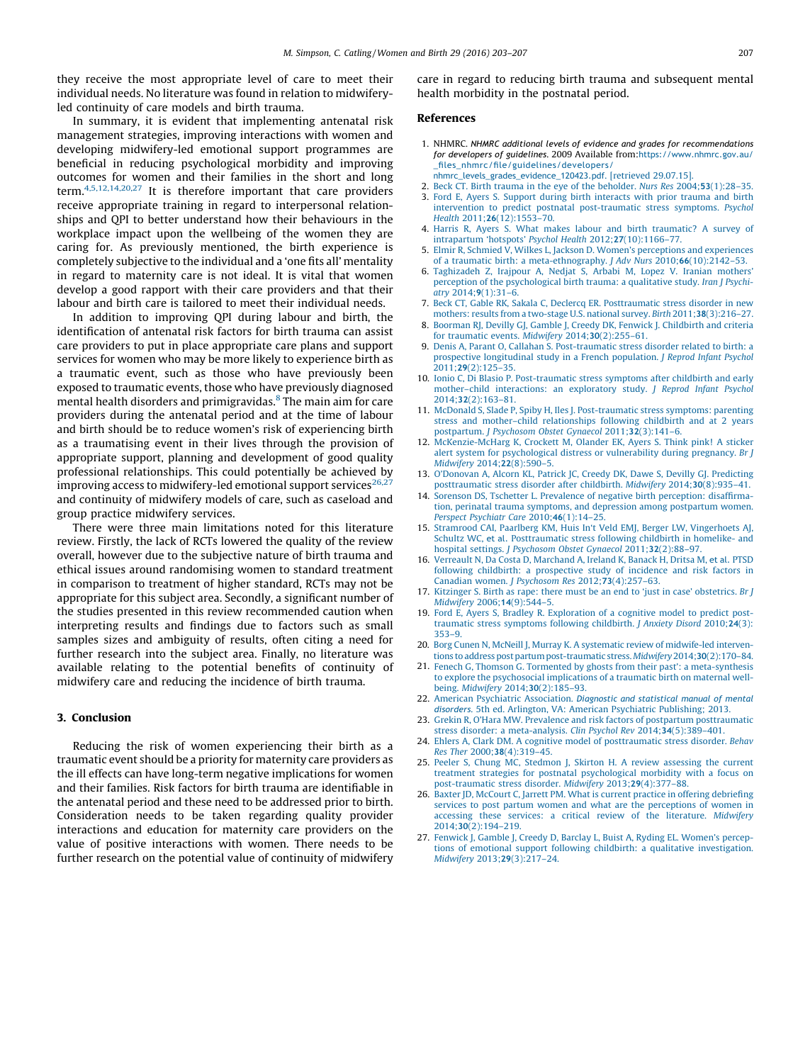they receive the most appropriate level of care to meet their individual needs. No literature was found in relation to midwifery-led continuity of care models and birth trauma.

In summary, it is evident that implementing antenatal risk management strategies, improving interactions with women and developing midwifery-led emotional support programmes are beneficial in reducing psychological morbidity and improving outcomes for women and their families in the short and long term.[4,5,12,14,20,27] It is therefore important that care providers receive appropriate training in regard to interpersonal relationships and QPI to better understand how their behaviours in the workplace impact upon the wellbeing of the women they are caring for. As previously mentioned, the birth experience is completely subjective to the individual and a 'one fits all' mentality in regard to maternity care is not ideal. It is vital that women develop a good rapport with their care providers and that their labour and birth care is tailored to meet their individual needs.

In addition to improving QPI during labour and birth, the identification of antenatal risk factors for birth trauma can assist care providers to put in place appropriate care plans and support services for women who may be more likely to experience birth as a traumatic event, such as those who have previously been exposed to traumatic events, those who have previously diagnosed mental health disorders and primigravidas.[8] The main aim for care providers during the antenatal period and at the time of labour and birth should be to reduce women's risk of experiencing birth as a traumatising event in their lives through the provision of appropriate support, planning and development of good quality professional relationships. This could potentially be achieved by improving access to midwifery-led emotional support services[26,27] and continuity of midwifery models of care, such as caseload and group practice midwifery services.

There were three main limitations noted for this literature review. Firstly, the lack of RCTs lowered the quality of the review overall, however due to the subjective nature of birth trauma and ethical issues around randomising women to standard treatment in comparison to treatment of higher standard, RCTs may not be appropriate for this subject area. Secondly, a significant number of the studies presented in this review recommended caution when interpreting results and findings due to factors such as small samples sizes and ambiguity of results, often citing a need for further research into the subject area. Finally, no literature was available relating to the potential benefits of continuity of midwifery care and reducing the incidence of birth trauma.

## 3. Conclusion

Reducing the risk of women experiencing their birth as a traumatic event should be a priority for maternity care providers as the ill effects can have long-term negative implications for women and their families. Risk factors for birth trauma are identifiable in the antenatal period and these need to be addressed prior to birth. Consideration needs to be taken regarding quality provider interactions and education for maternity care providers on the value of positive interactions with women. There needs to be further research on the potential value of continuity of midwifery care in regard to reducing birth trauma and subsequent mental health morbidity in the postnatal period.

## References

1. NHMRC. *NHMRC additional levels of evidence and grades for recommendations for developers of guidelines.* 2009 Available from:https://www.nhmrc.gov.au/_files_nhmrc/file/guidelines/developers/nhmrc_levels_grades_evidence_120423.pdf. [retrieved 29.07.15].
2. Beck CT. Birth trauma in the eye of the beholder. *Nurs Res* 2004;**53**(1):28–35.
3. Ford E, Ayers S. Support during birth interacts with prior trauma and birth intervention to predict postnatal post-traumatic stress symptoms. *Psychol Health* 2011;**26**(12):1553–70.
4. Harris R, Ayers S. What makes labour and birth traumatic? A survey of intrapartum 'hotspots' *Psychol Health* 2012;**27**(10):1166–77.
5. Elmir R, Schmied V, Wilkes L, Jackson D. Women's perceptions and experiences of a traumatic birth: a meta-ethnography. *J Adv Nurs* 2010;**66**(10):2142–53.
6. Taghizadeh Z, Irajpour A, Nedjat S, Arbabi M, Lopez V. Iranian mothers' perception of the psychological birth trauma: a qualitative study. *Iran J Psychiatry* 2014;**9**(1):31–6.
7. Beck CT, Gable RK, Sakala C, Declercq ER. Posttraumatic stress disorder in new mothers: results from a two-stage U.S. national survey. *Birth* 2011;**38**(3):216–27.
8. Boorman RJ, Devilly GJ, Gamble J, Creedy DK, Fenwick J. Childbirth and criteria for traumatic events. *Midwifery* 2014;**30**(2):255–61.
9. Denis A, Parant O, Callahan S. Post-traumatic stress disorder related to birth: a prospective longitudinal study in a French population. *J Reprod Infant Psychol* 2011;**29**(2):125–35.
10. Ionio C, Di Blasio P. Post-traumatic stress symptoms after childbirth and early mother–child interactions: an exploratory study. *J Reprod Infant Psychol* 2014;**32**(2):163–81.
11. McDonald S, Slade P, Spiby H, Iles J. Post-traumatic stress symptoms: parenting stress and mother–child relationships following childbirth and at 2 years postpartum. *J Psychosom Obstet Gynaecol* 2011;**32**(3):141–6.
12. McKenzie-McHarg K, Crockett M, Olander EK, Ayers S. Think pink! A sticker alert system for psychological distress or vulnerability during pregnancy. *Br J Midwifery* 2014;**22**(8):590–5.
13. O'Donovan A, Alcorn KL, Patrick JC, Creedy DK, Dawe S, Devilly GJ. Predicting posttraumatic stress disorder after childbirth. *Midwifery* 2014;**30**(8):935–41.
14. Sorenson DS, Tschetter L. Prevalence of negative birth perception: disaffirmation, perinatal trauma symptoms, and depression among postpartum women. *Perspect Psychiatr Care* 2010;**46**(1):14–25.
15. Stramrood CAI, Paarlberg KM, Huis In't Veld EMJ, Berger LW, Vingerhoets AJ, Schultz WC, et al. Posttraumatic stress following childbirth in homelike- and hospital settings. *J Psychosom Obstet Gynaecol* 2011;**32**(2):88–97.
16. Verreault N, Da Costa D, Marchand A, Ireland K, Banack H, Dritsa M, et al. PTSD following childbirth: a prospective study of incidence and risk factors in Canadian women. *J Psychosom Res* 2012;**73**(4):257–63.
17. Kitzinger S. Birth as rape: there must be an end to 'just in case' obstetrics. *Br J Midwifery* 2006;**14**(9):544–5.
19. Ford E, Ayers S, Bradley R. Exploration of a cognitive model to predict post-traumatic stress symptoms following childbirth. *J Anxiety Disord* 2010;**24**(3):353–9.
20. Borg Cunen N, McNeill J, Murray K. A systematic review of midwife-led interventions to address post partum post-traumatic stress. *Midwifery* 2014;**30**(2):170–84.
21. Fenech G, Thomson G. Tormented by ghosts from their past': a meta-synthesis to explore the psychosocial implications of a traumatic birth on maternal well-being. *Midwifery* 2014;**30**(2):185–93.
22. American Psychiatric Association. *Diagnostic and statistical manual of mental disorders.* 5th ed. Arlington, VA: American Psychiatric Publishing; 2013.
23. Grekin R, O'Hara MW. Prevalence and risk factors of postpartum posttraumatic stress disorder: a meta-analysis. *Clin Psychol Rev* 2014;**34**(5):389–401.
24. Ehlers A, Clark DM. A cognitive model of posttraumatic stress disorder. *Behav Res Ther* 2000;**38**(4):319–45.
25. Peeler S, Chung MC, Stedmon J, Skirton H. A review assessing the current treatment strategies for postnatal psychological morbidity with a focus on post-traumatic stress disorder. *Midwifery* 2013;**29**(4):377–88.
26. Baxter JD, McCourt C, Jarrett PM. What is current practice in offering debriefing services to post partum women and what are the perceptions of women in accessing these services: a critical review of the literature. *Midwifery* 2014;**30**(2):194–219.
27. Fenwick J, Gamble J, Creedy D, Barclay L, Buist A, Ryding EL. Women's perceptions of emotional support following childbirth: a qualitative investigation. *Midwifery* 2013;**29**(3):217–24.